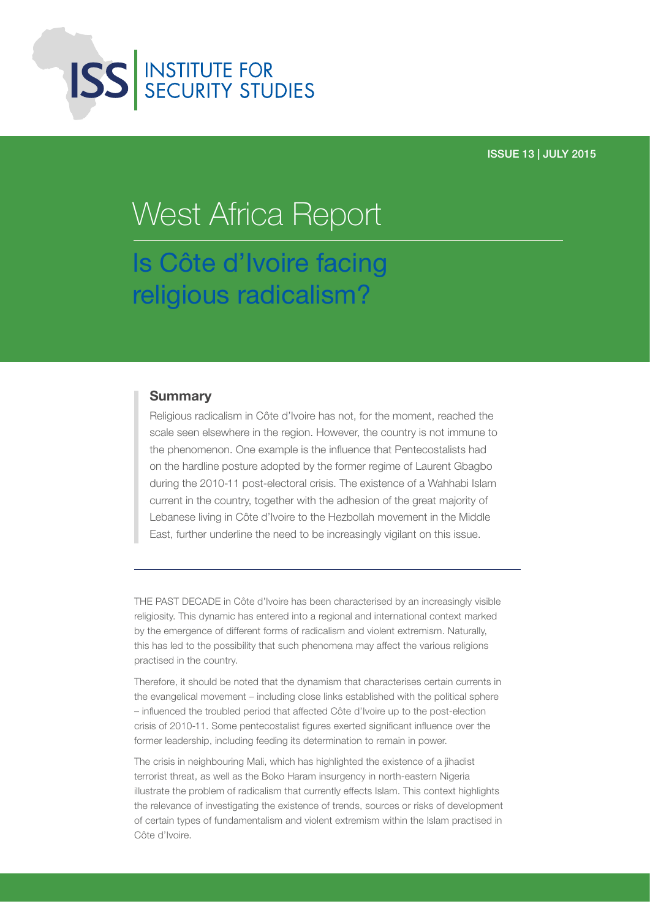ISS INSTITUTE FOR SECURITY STUDIES

ISSUE 13 | JULY 2015

# West Africa Report

## Is Côte d'Ivoire facing religious radicalism?

### Summary

Religious radicalism in Côte d'Ivoire has not, for the moment, reached the scale seen elsewhere in the region. However, the country is not immune to the phenomenon. One example is the influence that Pentecostalists had on the hardline posture adopted by the former regime of Laurent Gbagbo during the 2010-11 post-electoral crisis. The existence of a Wahhabi Islam current in the country, together with the adhesion of the great majority of Lebanese living in Côte d'Ivoire to the Hezbollah movement in the Middle East, further underline the need to be increasingly vigilant on this issue.

---

THE PAST DECADE in Côte d'Ivoire has been characterised by an increasingly visible religiosity. This dynamic has entered into a regional and international context marked by the emergence of different forms of radicalism and violent extremism. Naturally, this has led to the possibility that such phenomena may affect the various religions practised in the country.

Therefore, it should be noted that the dynamism that characterises certain currents in the evangelical movement – including close links established with the political sphere – influenced the troubled period that affected Côte d'Ivoire up to the post-election crisis of 2010-11. Some pentecostalist figures exerted significant influence over the former leadership, including feeding its determination to remain in power.

The crisis in neighbouring Mali, which has highlighted the existence of a jihadist terrorist threat, as well as the Boko Haram insurgency in north-eastern Nigeria illustrate the problem of radicalism that currently effects Islam. This context highlights the relevance of investigating the existence of trends, sources or risks of development of certain types of fundamentalism and violent extremism within the Islam practised in Côte d'Ivoire.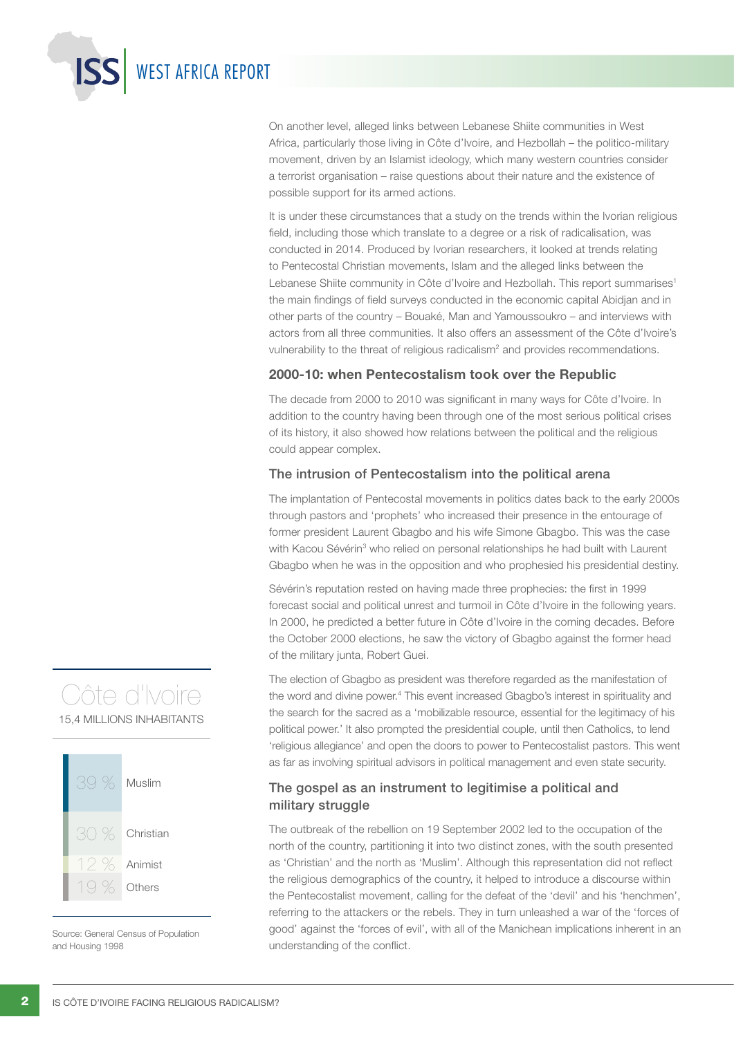On another level, alleged links between Lebanese Shiite communities in West Africa, particularly those living in Côte d'Ivoire, and Hezbollah – the politico-military movement, driven by an Islamist ideology, which many western countries consider a terrorist organisation – raise questions about their nature and the existence of possible support for its armed actions.

It is under these circumstances that a study on the trends within the Ivorian religious field, including those which translate to a degree or a risk of radicalisation, was conducted in 2014. Produced by Ivorian researchers, it looked at trends relating to Pentecostal Christian movements, Islam and the alleged links between the Lebanese Shiite community in Côte d'Ivoire and Hezbollah. This report summarises[1] the main findings of field surveys conducted in the economic capital Abidjan and in other parts of the country – Bouaké, Man and Yamoussoukro – and interviews with actors from all three communities. It also offers an assessment of the Côte d'Ivoire's vulnerability to the threat of religious radicalism[2] and provides recommendations.

## 2000-10: when Pentecostalism took over the Republic

The decade from 2000 to 2010 was significant in many ways for Côte d'Ivoire. In addition to the country having been through one of the most serious political crises of its history, it also showed how relations between the political and the religious could appear complex.

### The intrusion of Pentecostalism into the political arena

The implantation of Pentecostal movements in politics dates back to the early 2000s through pastors and 'prophets' who increased their presence in the entourage of former president Laurent Gbagbo and his wife Simone Gbagbo. This was the case with Kacou Sévérin[3] who relied on personal relationships he had built with Laurent Gbagbo when he was in the opposition and who prophesied his presidential destiny.

Sévérin's reputation rested on having made three prophecies: the first in 1999 forecast social and political unrest and turmoil in Côte d'Ivoire in the following years. In 2000, he predicted a better future in Côte d'Ivoire in the coming decades. Before the October 2000 elections, he saw the victory of Gbagbo against the former head of the military junta, Robert Guei.

The election of Gbagbo as president was therefore regarded as the manifestation of the word and divine power.[4] This event increased Gbagbo's interest in spirituality and the search for the sacred as a 'mobilizable resource, essential for the legitimacy of his political power.' It also prompted the presidential couple, until then Catholics, to lend 'religious allegiance' and open the doors to power to Pentecostalist pastors. This went as far as involving spiritual advisors in political management and even state security.

### The gospel as an instrument to legitimise a political and military struggle

The outbreak of the rebellion on 19 September 2002 led to the occupation of the north of the country, partitioning it into two distinct zones, with the south presented as 'Christian' and the north as 'Muslim'. Although this representation did not reflect the religious demographics of the country, it helped to introduce a discourse within the Pentecostalist movement, calling for the defeat of the 'devil' and his 'henchmen', referring to the attackers or the rebels. They in turn unleashed a war of the 'forces of good' against the 'forces of evil', with all of the Manichean implications inherent in an understanding of the conflict.

**Côte d'Ivoire**

15,4 MILLIONS INHABITANTS

| % | Religion |
|---|---|
| 39 % | Muslim |
| 30 % | Christian |
| 12 % | Animist |
| 19 % | Others |

Source: General Census of Population and Housing 1998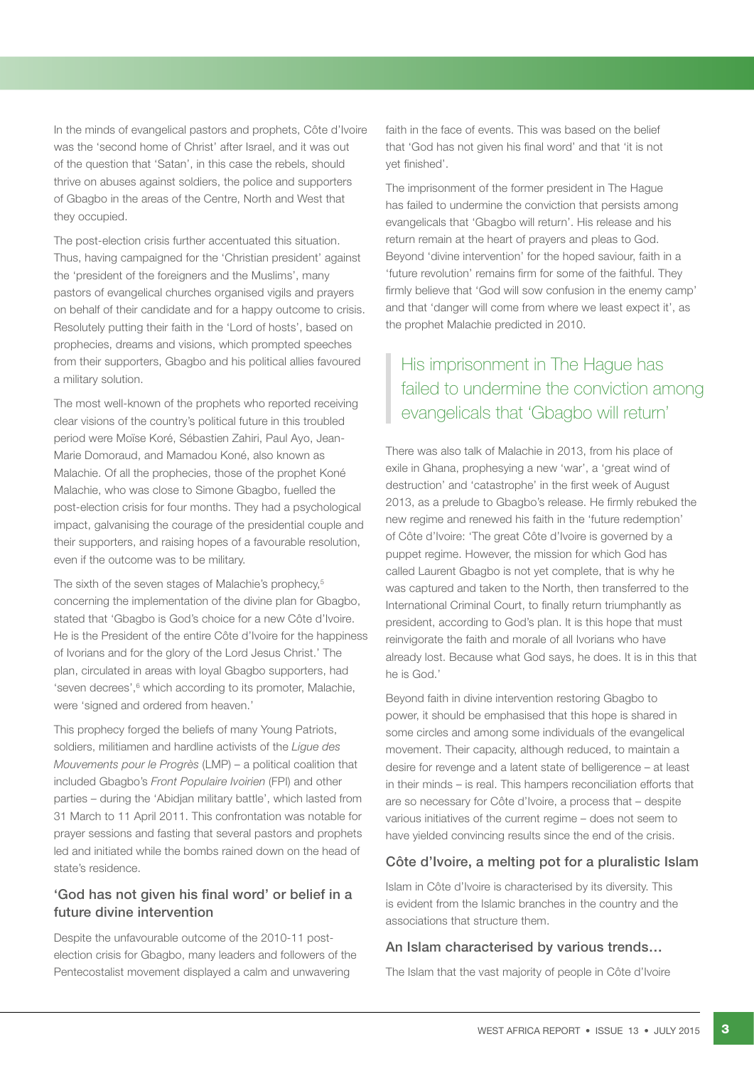In the minds of evangelical pastors and prophets, Côte d'Ivoire was the 'second home of Christ' after Israel, and it was out of the question that 'Satan', in this case the rebels, should thrive on abuses against soldiers, the police and supporters of Gbagbo in the areas of the Centre, North and West that they occupied.

The post-election crisis further accentuated this situation. Thus, having campaigned for the 'Christian president' against the 'president of the foreigners and the Muslims', many pastors of evangelical churches organised vigils and prayers on behalf of their candidate and for a happy outcome to crisis. Resolutely putting their faith in the 'Lord of hosts', based on prophecies, dreams and visions, which prompted speeches from their supporters, Gbagbo and his political allies favoured a military solution.

The most well-known of the prophets who reported receiving clear visions of the country's political future in this troubled period were Moïse Koré, Sébastien Zahiri, Paul Ayo, Jean-Marie Domoraud, and Mamadou Koné, also known as Malachie. Of all the prophecies, those of the prophet Koné Malachie, who was close to Simone Gbagbo, fuelled the post-election crisis for four months. They had a psychological impact, galvanising the courage of the presidential couple and their supporters, and raising hopes of a favourable resolution, even if the outcome was to be military.

The sixth of the seven stages of Malachie's prophecy,[5] concerning the implementation of the divine plan for Gbagbo, stated that 'Gbagbo is God's choice for a new Côte d'Ivoire. He is the President of the entire Côte d'Ivoire for the happiness of Ivorians and for the glory of the Lord Jesus Christ.' The plan, circulated in areas with loyal Gbagbo supporters, had 'seven decrees',[6] which according to its promoter, Malachie, were 'signed and ordered from heaven.'

This prophecy forged the beliefs of many Young Patriots, soldiers, militiamen and hardline activists of the *Ligue des Mouvements pour le Progrès* (LMP) – a political coalition that included Gbagbo's *Front Populaire Ivoirien* (FPI) and other parties – during the 'Abidjan military battle', which lasted from 31 March to 11 April 2011. This confrontation was notable for prayer sessions and fasting that several pastors and prophets led and initiated while the bombs rained down on the head of state's residence.

## 'God has not given his final word' or belief in a future divine intervention

Despite the unfavourable outcome of the 2010-11 post-election crisis for Gbagbo, many leaders and followers of the Pentecostalist movement displayed a calm and unwavering faith in the face of events. This was based on the belief that 'God has not given his final word' and that 'it is not yet finished'.

The imprisonment of the former president in The Hague has failed to undermine the conviction that persists among evangelicals that 'Gbagbo will return'. His release and his return remain at the heart of prayers and pleas to God. Beyond 'divine intervention' for the hoped saviour, faith in a 'future revolution' remains firm for some of the faithful. They firmly believe that 'God will sow confusion in the enemy camp' and that 'danger will come from where we least expect it', as the prophet Malachie predicted in 2010.

> His imprisonment in The Hague has failed to undermine the conviction among evangelicals that 'Gbagbo will return'

There was also talk of Malachie in 2013, from his place of exile in Ghana, prophesying a new 'war', a 'great wind of destruction' and 'catastrophe' in the first week of August 2013, as a prelude to Gbagbo's release. He firmly rebuked the new regime and renewed his faith in the 'future redemption' of Côte d'Ivoire: 'The great Côte d'Ivoire is governed by a puppet regime. However, the mission for which God has called Laurent Gbagbo is not yet complete, that is why he was captured and taken to the North, then transferred to the International Criminal Court, to finally return triumphantly as president, according to God's plan. It is this hope that must reinvigorate the faith and morale of all Ivorians who have already lost. Because what God says, he does. It is in this that he is God.'

Beyond faith in divine intervention restoring Gbagbo to power, it should be emphasised that this hope is shared in some circles and among some individuals of the evangelical movement. Their capacity, although reduced, to maintain a desire for revenge and a latent state of belligerence – at least in their minds – is real. This hampers reconciliation efforts that are so necessary for Côte d'Ivoire, a process that – despite various initiatives of the current regime – does not seem to have yielded convincing results since the end of the crisis.

## Côte d'Ivoire, a melting pot for a pluralistic Islam

Islam in Côte d'Ivoire is characterised by its diversity. This is evident from the Islamic branches in the country and the associations that structure them.

### An Islam characterised by various trends…

The Islam that the vast majority of people in Côte d'Ivoire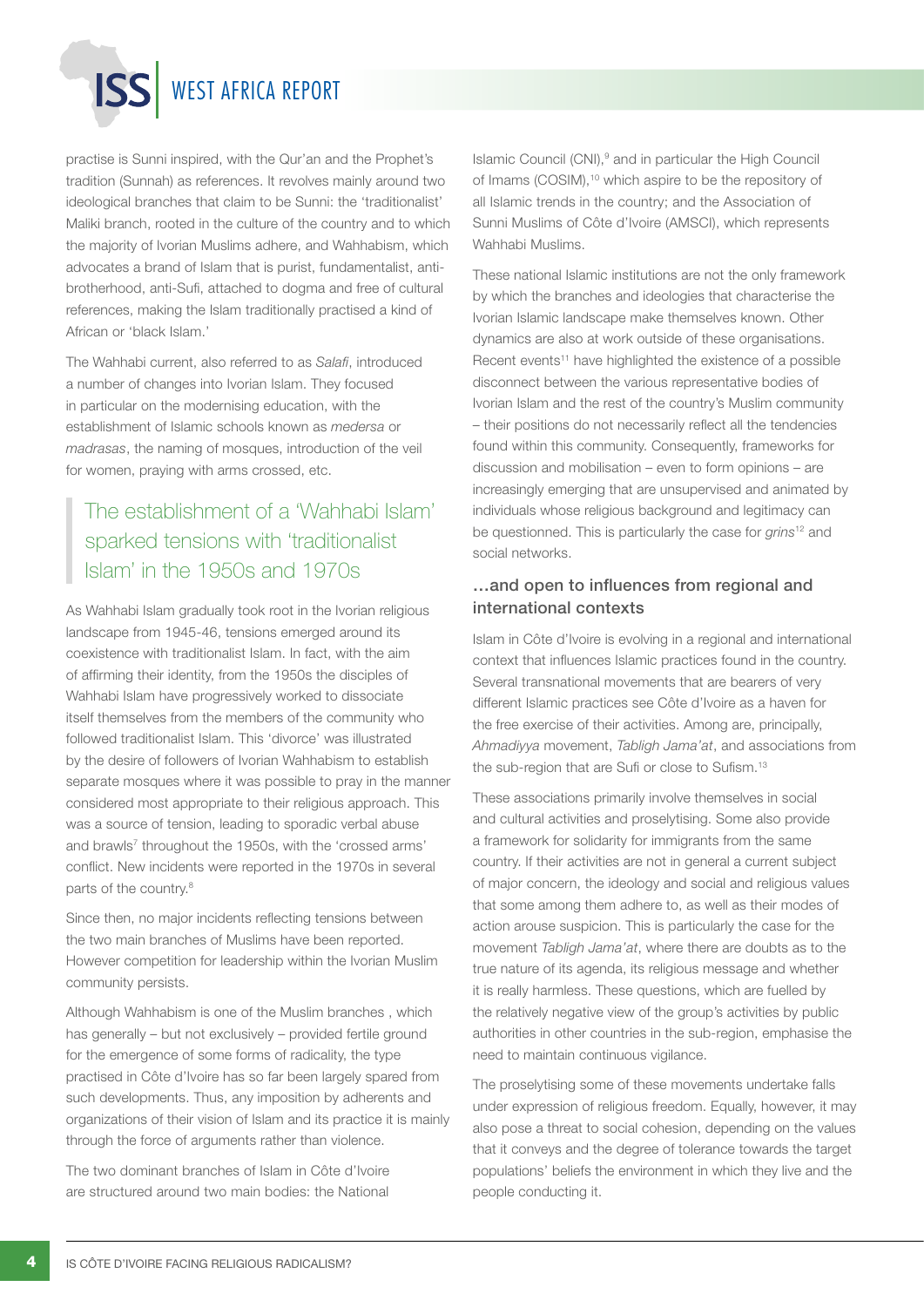practise is Sunni inspired, with the Qur'an and the Prophet's tradition (Sunnah) as references. It revolves mainly around two ideological branches that claim to be Sunni: the 'traditionalist' Maliki branch, rooted in the culture of the country and to which the majority of Ivorian Muslims adhere, and Wahhabism, which advocates a brand of Islam that is purist, fundamentalist, anti-brotherhood, anti-Sufi, attached to dogma and free of cultural references, making the Islam traditionally practised a kind of African or 'black Islam.'

The Wahhabi current, also referred to as *Salafi*, introduced a number of changes into Ivorian Islam. They focused in particular on the modernising education, with the establishment of Islamic schools known as *medersa* or *madrasas*, the naming of mosques, introduction of the veil for women, praying with arms crossed, etc.

> The establishment of a 'Wahhabi Islam' sparked tensions with 'traditionalist Islam' in the 1950s and 1970s

As Wahhabi Islam gradually took root in the Ivorian religious landscape from 1945-46, tensions emerged around its coexistence with traditionalist Islam. In fact, with the aim of affirming their identity, from the 1950s the disciples of Wahhabi Islam have progressively worked to dissociate itself themselves from the members of the community who followed traditionalist Islam. This 'divorce' was illustrated by the desire of followers of Ivorian Wahhabism to establish separate mosques where it was possible to pray in the manner considered most appropriate to their religious approach. This was a source of tension, leading to sporadic verbal abuse and brawls[7] throughout the 1950s, with the 'crossed arms' conflict. New incidents were reported in the 1970s in several parts of the country.[8]

Since then, no major incidents reflecting tensions between the two main branches of Muslims have been reported. However competition for leadership within the Ivorian Muslim community persists.

Although Wahhabism is one of the Muslim branches , which has generally – but not exclusively – provided fertile ground for the emergence of some forms of radicality, the type practised in Côte d'Ivoire has so far been largely spared from such developments. Thus, any imposition by adherents and organizations of their vision of Islam and its practice it is mainly through the force of arguments rather than violence.

The two dominant branches of Islam in Côte d'Ivoire are structured around two main bodies: the National Islamic Council (CNI),[9] and in particular the High Council of Imams (COSIM),[10] which aspire to be the repository of all Islamic trends in the country; and the Association of Sunni Muslims of Côte d'Ivoire (AMSCI), which represents Wahhabi Muslims.

These national Islamic institutions are not the only framework by which the branches and ideologies that characterise the Ivorian Islamic landscape make themselves known. Other dynamics are also at work outside of these organisations. Recent events[11] have highlighted the existence of a possible disconnect between the various representative bodies of Ivorian Islam and the rest of the country's Muslim community – their positions do not necessarily reflect all the tendencies found within this community. Consequently, frameworks for discussion and mobilisation – even to form opinions – are increasingly emerging that are unsupervised and animated by individuals whose religious background and legitimacy can be questionned. This is particularly the case for *grins*[12] and social networks.

### …and open to influences from regional and international contexts

Islam in Côte d'Ivoire is evolving in a regional and international context that influences Islamic practices found in the country. Several transnational movements that are bearers of very different Islamic practices see Côte d'Ivoire as a haven for the free exercise of their activities. Among are, principally, *Ahmadiyya* movement, *Tabligh Jama'at*, and associations from the sub-region that are Sufi or close to Sufism.[13]

These associations primarily involve themselves in social and cultural activities and proselytising. Some also provide a framework for solidarity for immigrants from the same country. If their activities are not in general a current subject of major concern, the ideology and social and religious values that some among them adhere to, as well as their modes of action arouse suspicion. This is particularly the case for the movement *Tabligh Jama'at*, where there are doubts as to the true nature of its agenda, its religious message and whether it is really harmless. These questions, which are fuelled by the relatively negative view of the group's activities by public authorities in other countries in the sub-region, emphasise the need to maintain continuous vigilance.

The proselytising some of these movements undertake falls under expression of religious freedom. Equally, however, it may also pose a threat to social cohesion, depending on the values that it conveys and the degree of tolerance towards the target populations' beliefs the environment in which they live and the people conducting it.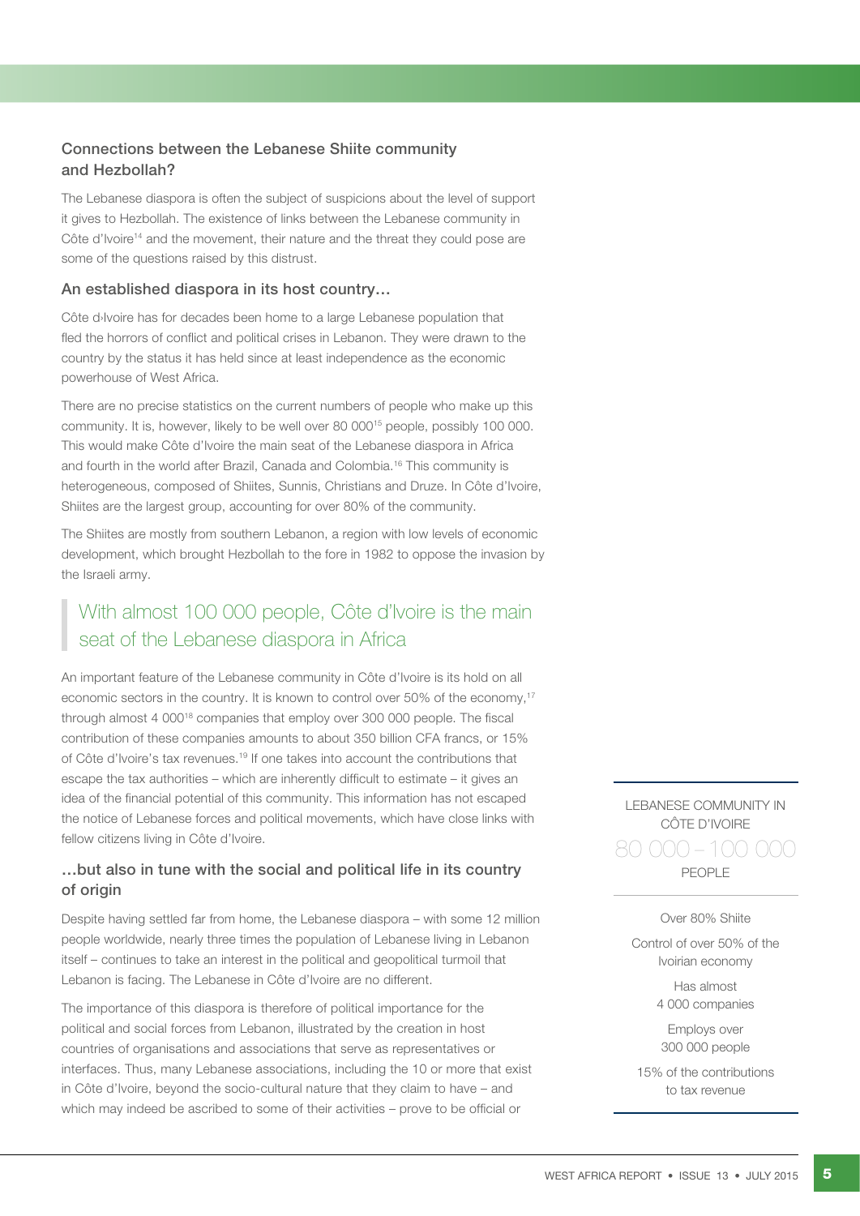### Connections between the Lebanese Shiite community and Hezbollah?

The Lebanese diaspora is often the subject of suspicions about the level of support it gives to Hezbollah. The existence of links between the Lebanese community in Côte d'Ivoire[14] and the movement, their nature and the threat they could pose are some of the questions raised by this distrust.

### An established diaspora in its host country…

Côte d›Ivoire has for decades been home to a large Lebanese population that fled the horrors of conflict and political crises in Lebanon. They were drawn to the country by the status it has held since at least independence as the economic powerhouse of West Africa.

There are no precise statistics on the current numbers of people who make up this community. It is, however, likely to be well over 80 000[15] people, possibly 100 000. This would make Côte d'Ivoire the main seat of the Lebanese diaspora in Africa and fourth in the world after Brazil, Canada and Colombia.[16] This community is heterogeneous, composed of Shiites, Sunnis, Christians and Druze. In Côte d'Ivoire, Shiites are the largest group, accounting for over 80% of the community.

The Shiites are mostly from southern Lebanon, a region with low levels of economic development, which brought Hezbollah to the fore in 1982 to oppose the invasion by the Israeli army.

> With almost 100 000 people, Côte d'Ivoire is the main seat of the Lebanese diaspora in Africa

An important feature of the Lebanese community in Côte d'Ivoire is its hold on all economic sectors in the country. It is known to control over 50% of the economy,[17] through almost 4 000[18] companies that employ over 300 000 people. The fiscal contribution of these companies amounts to about 350 billion CFA francs, or 15% of Côte d'Ivoire's tax revenues.[19] If one takes into account the contributions that escape the tax authorities – which are inherently difficult to estimate – it gives an idea of the financial potential of this community. This information has not escaped the notice of Lebanese forces and political movements, which have close links with fellow citizens living in Côte d'Ivoire.

### …but also in tune with the social and political life in its country of origin

Despite having settled far from home, the Lebanese diaspora – with some 12 million people worldwide, nearly three times the population of Lebanese living in Lebanon itself – continues to take an interest in the political and geopolitical turmoil that Lebanon is facing. The Lebanese in Côte d'Ivoire are no different.

The importance of this diaspora is therefore of political importance for the political and social forces from Lebanon, illustrated by the creation in host countries of organisations and associations that serve as representatives or interfaces. Thus, many Lebanese associations, including the 10 or more that exist in Côte d'Ivoire, beyond the socio-cultural nature that they claim to have – and which may indeed be ascribed to some of their activities – prove to be official or

---

LEBANESE COMMUNITY IN CÔTE D'IVOIRE

80 000 – 100 000

PEOPLE

Over 80% Shiite

Control of over 50% of the Ivorian economy

Has almost 4 000 companies

Employs over 300 000 people

15% of the contributions to tax revenue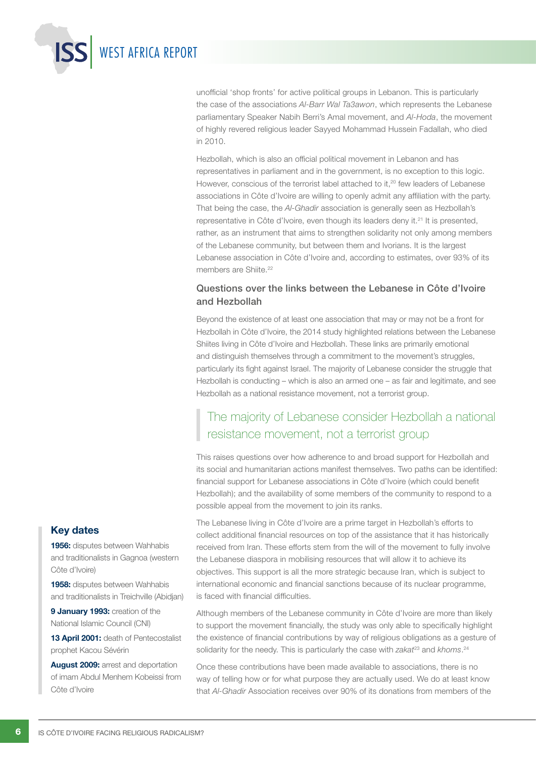unofficial 'shop fronts' for active political groups in Lebanon. This is particularly the case of the associations *Al-Barr Wal Ta3awon*, which represents the Lebanese parliamentary Speaker Nabih Berri's Amal movement, and *Al-Hoda*, the movement of highly revered religious leader Sayyed Mohammad Hussein Fadallah, who died in 2010.

Hezbollah, which is also an official political movement in Lebanon and has representatives in parliament and in the government, is no exception to this logic. However, conscious of the terrorist label attached to it,[20] few leaders of Lebanese associations in Côte d'Ivoire are willing to openly admit any affiliation with the party. That being the case, the *Al-Ghadir* association is generally seen as Hezbollah's representative in Côte d'Ivoire, even though its leaders deny it.[21] It is presented, rather, as an instrument that aims to strengthen solidarity not only among members of the Lebanese community, but between them and Ivorians. It is the largest Lebanese association in Côte d'Ivoire and, according to estimates, over 93% of its members are Shiite.[22]

### Questions over the links between the Lebanese in Côte d'Ivoire and Hezbollah

Beyond the existence of at least one association that may or may not be a front for Hezbollah in Côte d'Ivoire, the 2014 study highlighted relations between the Lebanese Shiites living in Côte d'Ivoire and Hezbollah. These links are primarily emotional and distinguish themselves through a commitment to the movement's struggles, particularly its fight against Israel. The majority of Lebanese consider the struggle that Hezbollah is conducting – which is also an armed one – as fair and legitimate, and see Hezbollah as a national resistance movement, not a terrorist group.

> The majority of Lebanese consider Hezbollah a national resistance movement, not a terrorist group

This raises questions over how adherence to and broad support for Hezbollah and its social and humanitarian actions manifest themselves. Two paths can be identified: financial support for Lebanese associations in Côte d'Ivoire (which could benefit Hezbollah); and the availability of some members of the community to respond to a possible appeal from the movement to join its ranks.

The Lebanese living in Côte d'Ivoire are a prime target in Hezbollah's efforts to collect additional financial resources on top of the assistance that it has historically received from Iran. These efforts stem from the will of the movement to fully involve the Lebanese diaspora in mobilising resources that will allow it to achieve its objectives. This support is all the more strategic because Iran, which is subject to international economic and financial sanctions because of its nuclear programme, is faced with financial difficulties.

Although members of the Lebanese community in Côte d'Ivoire are more than likely to support the movement financially, the study was only able to specifically highlight the existence of financial contributions by way of religious obligations as a gesture of solidarity for the needy. This is particularly the case with *zakat*[23] and *khoms*.[24]

Once these contributions have been made available to associations, there is no way of telling how or for what purpose they are actually used. We do at least know that *Al-Ghadir* Association receives over 90% of its donations from members of the

## Key dates

**1956:** disputes between Wahhabis and traditionalists in Gagnoa (western Côte d'Ivoire)

**1958:** disputes between Wahhabis and traditionalists in Treichville (Abidjan)

**9 January 1993:** creation of the National Islamic Council (CNI)

**13 April 2001:** death of Pentecostalist prophet Kacou Sévérin

**August 2009:** arrest and deportation of imam Abdul Menhem Kobeissi from Côte d'Ivoire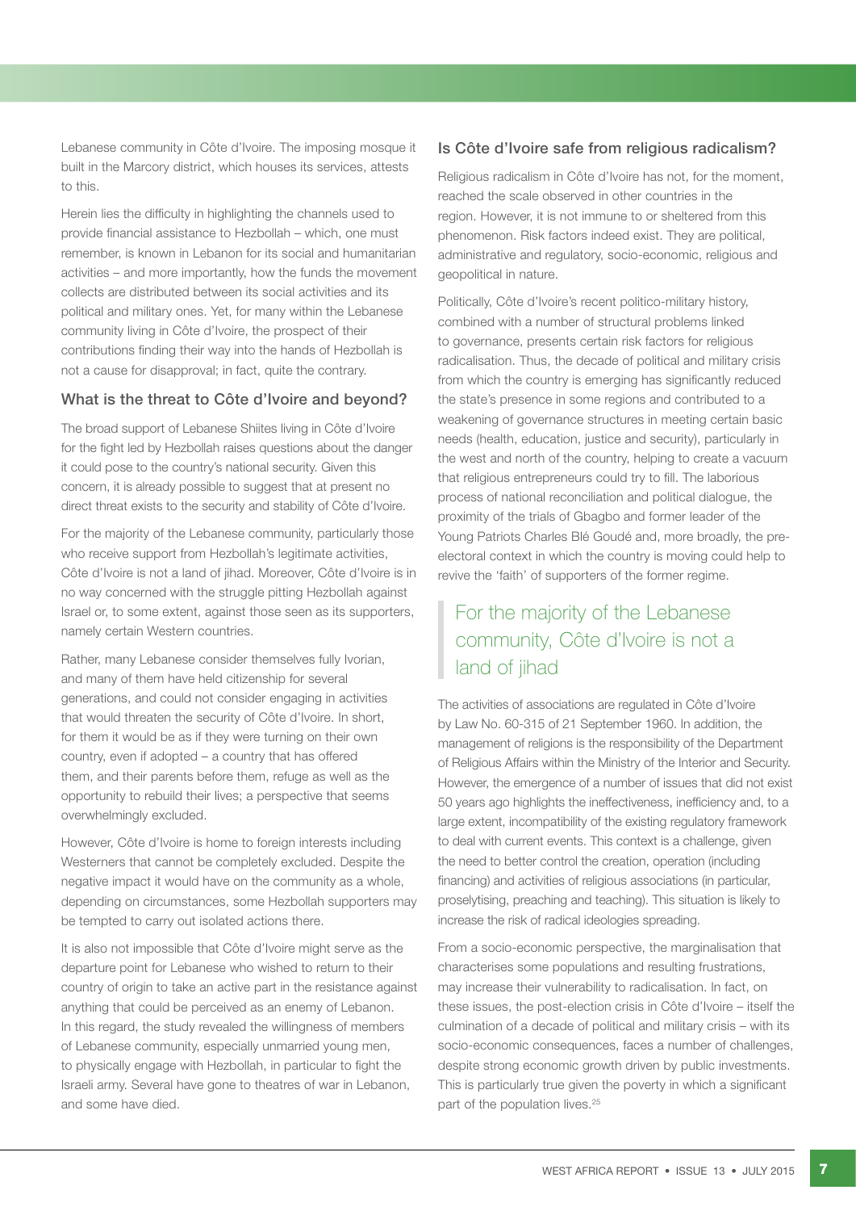Lebanese community in Côte d'Ivoire. The imposing mosque it built in the Marcory district, which houses its services, attests to this.

Herein lies the difficulty in highlighting the channels used to provide financial assistance to Hezbollah – which, one must remember, is known in Lebanon for its social and humanitarian activities – and more importantly, how the funds the movement collects are distributed between its social activities and its political and military ones. Yet, for many within the Lebanese community living in Côte d'Ivoire, the prospect of their contributions finding their way into the hands of Hezbollah is not a cause for disapproval; in fact, quite the contrary.

### What is the threat to Côte d'Ivoire and beyond?

The broad support of Lebanese Shiites living in Côte d'Ivoire for the fight led by Hezbollah raises questions about the danger it could pose to the country's national security. Given this concern, it is already possible to suggest that at present no direct threat exists to the security and stability of Côte d'Ivoire.

For the majority of the Lebanese community, particularly those who receive support from Hezbollah's legitimate activities, Côte d'Ivoire is not a land of jihad. Moreover, Côte d'Ivoire is in no way concerned with the struggle pitting Hezbollah against Israel or, to some extent, against those seen as its supporters, namely certain Western countries.

Rather, many Lebanese consider themselves fully Ivorian, and many of them have held citizenship for several generations, and could not consider engaging in activities that would threaten the security of Côte d'Ivoire. In short, for them it would be as if they were turning on their own country, even if adopted – a country that has offered them, and their parents before them, refuge as well as the opportunity to rebuild their lives; a perspective that seems overwhelmingly excluded.

However, Côte d'Ivoire is home to foreign interests including Westerners that cannot be completely excluded. Despite the negative impact it would have on the community as a whole, depending on circumstances, some Hezbollah supporters may be tempted to carry out isolated actions there.

It is also not impossible that Côte d'Ivoire might serve as the departure point for Lebanese who wished to return to their country of origin to take an active part in the resistance against anything that could be perceived as an enemy of Lebanon. In this regard, the study revealed the willingness of members of Lebanese community, especially unmarried young men, to physically engage with Hezbollah, in particular to fight the Israeli army. Several have gone to theatres of war in Lebanon, and some have died.

### Is Côte d'Ivoire safe from religious radicalism?

Religious radicalism in Côte d'Ivoire has not, for the moment, reached the scale observed in other countries in the region. However, it is not immune to or sheltered from this phenomenon. Risk factors indeed exist. They are political, administrative and regulatory, socio-economic, religious and geopolitical in nature.

Politically, Côte d'Ivoire's recent politico-military history, combined with a number of structural problems linked to governance, presents certain risk factors for religious radicalisation. Thus, the decade of political and military crisis from which the country is emerging has significantly reduced the state's presence in some regions and contributed to a weakening of governance structures in meeting certain basic needs (health, education, justice and security), particularly in the west and north of the country, helping to create a vacuum that religious entrepreneurs could try to fill. The laborious process of national reconciliation and political dialogue, the proximity of the trials of Gbagbo and former leader of the Young Patriots Charles Blé Goudé and, more broadly, the pre-electoral context in which the country is moving could help to revive the 'faith' of supporters of the former regime.

> For the majority of the Lebanese community, Côte d'Ivoire is not a land of jihad

The activities of associations are regulated in Côte d'Ivoire by Law No. 60-315 of 21 September 1960. In addition, the management of religions is the responsibility of the Department of Religious Affairs within the Ministry of the Interior and Security. However, the emergence of a number of issues that did not exist 50 years ago highlights the ineffectiveness, inefficiency and, to a large extent, incompatibility of the existing regulatory framework to deal with current events. This context is a challenge, given the need to better control the creation, operation (including financing) and activities of religious associations (in particular, proselytising, preaching and teaching). This situation is likely to increase the risk of radical ideologies spreading.

From a socio-economic perspective, the marginalisation that characterises some populations and resulting frustrations, may increase their vulnerability to radicalisation. In fact, on these issues, the post-election crisis in Côte d'Ivoire – itself the culmination of a decade of political and military crisis – with its socio-economic consequences, faces a number of challenges, despite strong economic growth driven by public investments. This is particularly true given the poverty in which a significant part of the population lives.[25]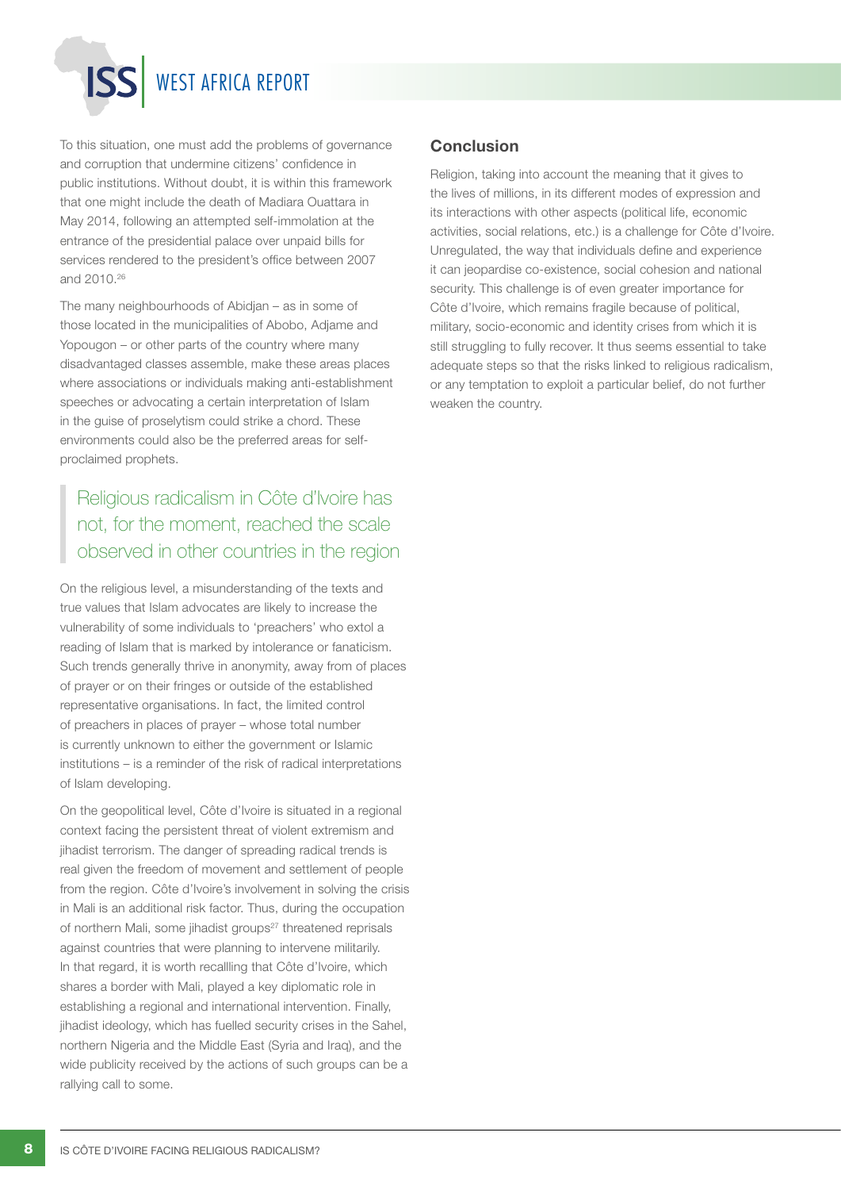To this situation, one must add the problems of governance and corruption that undermine citizens' confidence in public institutions. Without doubt, it is within this framework that one might include the death of Madiara Ouattara in May 2014, following an attempted self-immolation at the entrance of the presidential palace over unpaid bills for services rendered to the president's office between 2007 and 2010.[26]

The many neighbourhoods of Abidjan – as in some of those located in the municipalities of Abobo, Adjame and Yopougon – or other parts of the country where many disadvantaged classes assemble, make these areas places where associations or individuals making anti-establishment speeches or advocating a certain interpretation of Islam in the guise of proselytism could strike a chord. These environments could also be the preferred areas for self-proclaimed prophets.

> Religious radicalism in Côte d'Ivoire has not, for the moment, reached the scale observed in other countries in the region

On the religious level, a misunderstanding of the texts and true values that Islam advocates are likely to increase the vulnerability of some individuals to 'preachers' who extol a reading of Islam that is marked by intolerance or fanaticism. Such trends generally thrive in anonymity, away from of places of prayer or on their fringes or outside of the established representative organisations. In fact, the limited control of preachers in places of prayer – whose total number is currently unknown to either the government or Islamic institutions – is a reminder of the risk of radical interpretations of Islam developing.

On the geopolitical level, Côte d'Ivoire is situated in a regional context facing the persistent threat of violent extremism and jihadist terrorism. The danger of spreading radical trends is real given the freedom of movement and settlement of people from the region. Côte d'Ivoire's involvement in solving the crisis in Mali is an additional risk factor. Thus, during the occupation of northern Mali, some jihadist groups[27] threatened reprisals against countries that were planning to intervene militarily. In that regard, it is worth recallling that Côte d'Ivoire, which shares a border with Mali, played a key diplomatic role in establishing a regional and international intervention. Finally, jihadist ideology, which has fuelled security crises in the Sahel, northern Nigeria and the Middle East (Syria and Iraq), and the wide publicity received by the actions of such groups can be a rallying call to some.

## Conclusion

Religion, taking into account the meaning that it gives to the lives of millions, in its different modes of expression and its interactions with other aspects (political life, economic activities, social relations, etc.) is a challenge for Côte d'Ivoire. Unregulated, the way that individuals define and experience it can jeopardise co-existence, social cohesion and national security. This challenge is of even greater importance for Côte d'Ivoire, which remains fragile because of political, military, socio-economic and identity crises from which it is still struggling to fully recover. It thus seems essential to take adequate steps so that the risks linked to religious radicalism, or any temptation to exploit a particular belief, do not further weaken the country.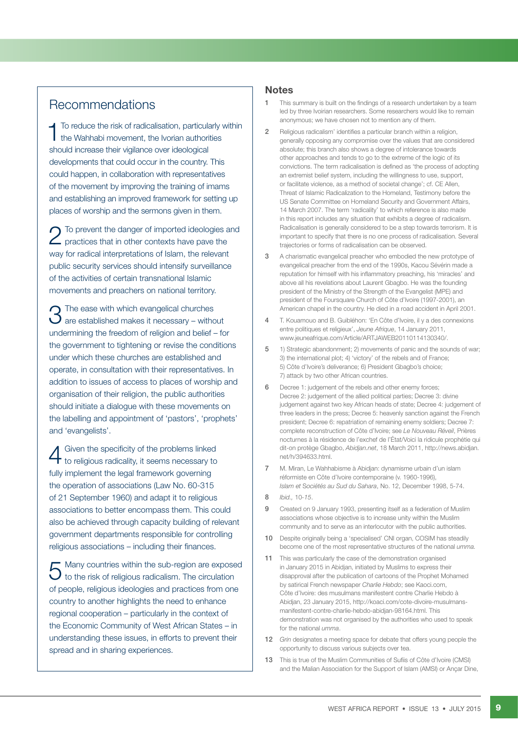## Recommendations

1 To reduce the risk of radicalisation, particularly within the Wahhabi movement, the Ivorian authorities should increase their vigilance over ideological developments that could occur in the country. This could happen, in collaboration with representatives of the movement by improving the training of imams and establishing an improved framework for setting up places of worship and the sermons given in them.

2 To prevent the danger of imported ideologies and practices that in other contexts have pave the way for radical interpretations of Islam, the relevant public security services should intensify surveillance of the activities of certain transnational Islamic movements and preachers on national territory.

3 The ease with which evangelical churches are established makes it necessary – without undermining the freedom of religion and belief – for the government to tightening or revise the conditions under which these churches are established and operate, in consultation with their representatives. In addition to issues of access to places of worship and organisation of their religion, the public authorities should initiate a dialogue with these movements on the labelling and appointment of 'pastors', 'prophets' and 'evangelists'.

4 Given the specificity of the problems linked to religious radicality, it seems necessary to fully implement the legal framework governing the operation of associations (Law No. 60-315 of 21 September 1960) and adapt it to religious associations to better encompass them. This could also be achieved through capacity building of relevant government departments responsible for controlling religious associations – including their finances.

5 Many countries within the sub-region are exposed to the risk of religious radicalism. The circulation of people, religious ideologies and practices from one country to another highlights the need to enhance regional cooperation – particularly in the context of the Economic Community of West African States – in understanding these issues, in efforts to prevent their spread and in sharing experiences.

## Notes

1. This summary is built on the findings of a research undertaken by a team led by three Ivorian researchers. Some researchers would like to remain anonymous; we have chosen not to mention any of them.
2. Religious radicalism' identifies a particular branch within a religion, generally opposing any compromise over the values that are considered absolute; this branch also shows a degree of intolerance towards other approaches and tends to go to the extreme of the logic of its convictions. The term radicalisation is defined as 'the process of adopting an extremist belief system, including the willingness to use, support, or facilitate violence, as a method of societal change'; cf. CE Allen, Threat of Islamic Radicalization to the Homeland, Testimony before the US Senate Committee on Homeland Security and Government Affairs, 14 March 2007. The term 'radicality' to which reference is also made in this report includes any situation that exhibits a degree of radicalism. Radicalisation is generally considered to be a step towards terrorism. It is important to specify that there is no one process of radicalisation. Several trajectories or forms of radicalisation can be observed.
3. A charismatic evangelical preacher who embodied the new prototype of evangelical preacher from the end of the 1990s, Kacou Sévérin made a reputation for himself with his inflammatory preaching, his 'miracles' and above all his revelations about Laurent Gbagbo. He was the founding president of the Ministry of the Strength of the Evangelist (MPE) and president of the Foursquare Church of Côte d'Ivoire (1997-2001), an American chapel in the country. He died in a road accident in April 2001.
4. T. Kouamouo and B. Guibléhon: 'En Côte d'Ivoire, il y a des connexions entre politiques et religieux', *Jeune Afrique*, 14 January 2011, www.jeuneafrique.com/Article/ARTJAWEB20110114130340/.
5. 1) Strategic abandonment; 2) movements of panic and the sounds of war; 3) the international plot; 4) 'victory' of the rebels and of France; 5) Côte d'Ivoire's deliverance; 6) President Gbagbo's choice; 7) attack by two other African countries.
6. Decree 1: judgement of the rebels and other enemy forces; Decree 2: judgement of the allied political parties; Decree 3: divine judgement against two key African heads of state; Decree 4: judgement of three leaders in the press; Decree 5: heavenly sanction against the French president; Decree 6: repatriation of remaining enemy soldiers; Decree 7: complete reconstruction of Côte d'Ivoire; see *Le Nouveau Réveil*, Prières nocturnes à la résidence de l'exchef de l'État/Voici la ridicule prophétie qui dit-on protège Gbagbo, *Abidjan.net*, 18 March 2011, http://news.abidjan.net/h/394633.html.
7. M. Miran, Le Wahhabisme à Abidjan: dynamisme urbain d'un islam réformiste en Côte d'Ivoire contemporaine (v. 1960-1996), *Islam et Sociétés au Sud du Sahara*, No. 12, December 1998, 5-74.
8. *Ibid.*, 10-15.
9. Created on 9 January 1993, presenting itself as a federation of Muslim associations whose objective is to increase unity within the Muslim community and to serve as an interlocutor with the public authorities.
10. Despite originally being a 'specialised' CNI organ, COSIM has steadily become one of the most representative structures of the national *umma*.
11. This was particularly the case of the demonstration organised in January 2015 in Abidjan, initiated by Muslims to express their disapproval after the publication of cartoons of the Prophet Mohamed by satirical French newspaper *Charlie Hebdo*; see Kaoci.com, Côte d'Ivoire: des musulmans manifestent contre Charlie Hebdo à Abidjan, 23 January 2015, http://koaci.com/cote-divoire-musulmans-manifestent-contre-charlie-hebdo-abidjan-98164.html. This demonstration was not organised by the authorities who used to speak for the national *umma*.
12. *Grin* designates a meeting space for debate that offers young people the opportunity to discuss various subjects over tea.
13. This is true of the Muslim Communities of Sufiis of Côte d'Ivoire (CMSI) and the Malian Association for the Support of Islam (AMSI) or Ançar Dine,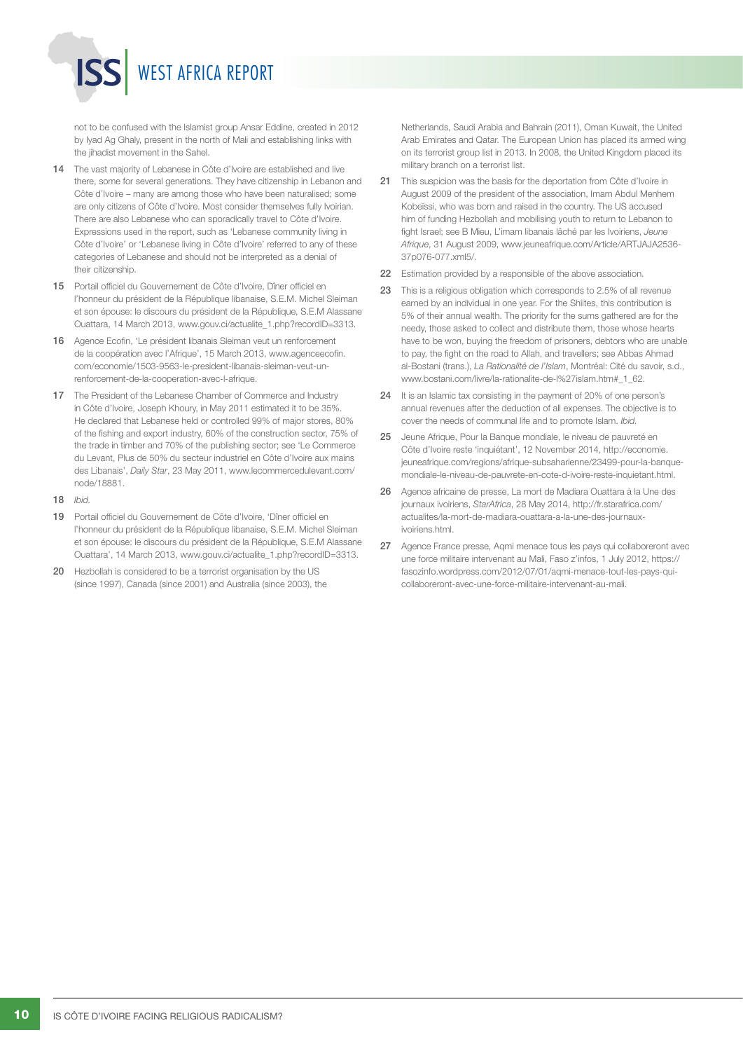not to be confused with the Islamist group Ansar Eddine, created in 2012 by Iyad Ag Ghaly, present in the north of Mali and establishing links with the jihadist movement in the Sahel.

14 The vast majority of Lebanese in Côte d'Ivoire are established and live there, some for several generations. They have citizenship in Lebanon and Côte d'Ivoire – many are among those who have been naturalised; some are only citizens of Côte d'Ivoire. Most consider themselves fully Ivoirian. There are also Lebanese who can sporadically travel to Côte d'Ivoire. Expressions used in the report, such as 'Lebanese community living in Côte d'Ivoire' or 'Lebanese living in Côte d'Ivoire' referred to any of these categories of Lebanese and should not be interpreted as a denial of their citizenship.

15 Portail officiel du Gouvernement de Côte d'Ivoire, Dîner officiel en l'honneur du président de la République libanaise, S.E.M. Michel Sleiman et son épouse: le discours du président de la République, S.E.M Alassane Ouattara, 14 March 2013, www.gouv.ci/actualite_1.php?recordID=3313.

16 Agence Ecofin, 'Le président libanais Sleiman veut un renforcement de la coopération avec l'Afrique', 15 March 2013, www.agenceecofin.com/economie/1503-9563-le-president-libanais-sleiman-veut-un-renforcement-de-la-cooperation-avec-l-afrique.

17 The President of the Lebanese Chamber of Commerce and Industry in Côte d'Ivoire, Joseph Khoury, in May 2011 estimated it to be 35%. He declared that Lebanese held or controlled 99% of major stores, 80% of the fishing and export industry, 60% of the construction sector, 75% of the trade in timber and 70% of the publishing sector; see 'Le Commerce du Levant, Plus de 50% du secteur industriel en Côte d'Ivoire aux mains des Libanais', *Daily Star*, 23 May 2011, www.lecommercedulevant.com/node/18881.

18 *Ibid.*

19 Portail officiel du Gouvernement de Côte d'Ivoire, 'Dîner officiel en l'honneur du président de la République libanaise, S.E.M. Michel Sleiman et son épouse: le discours du président de la République, S.E.M Alassane Ouattara', 14 March 2013, www.gouv.ci/actualite_1.php?recordID=3313.

20 Hezbollah is considered to be a terrorist organisation by the US (since 1997), Canada (since 2001) and Australia (since 2003), the Netherlands, Saudi Arabia and Bahrain (2011), Oman Kuwait, the United Arab Emirates and Qatar. The European Union has placed its armed wing on its terrorist group list in 2013. In 2008, the United Kingdom placed its military branch on a terrorist list.

21 This suspicion was the basis for the deportation from Côte d'Ivoire in August 2009 of the president of the association, Imam Abdul Menhem Kobeïssi, who was born and raised in the country. The US accused him of funding Hezbollah and mobilising youth to return to Lebanon to fight Israel; see B Mieu, L'imam libanais lâché par les Ivoiriens, *Jeune Afrique*, 31 August 2009, www.jeuneafrique.com/Article/ARTJAJA2536-37p076-077.xml5/.

22 Estimation provided by a responsible of the above association.

23 This is a religious obligation which corresponds to 2.5% of all revenue earned by an individual in one year. For the Shiites, this contribution is 5% of their annual wealth. The priority for the sums gathered are for the needy, those asked to collect and distribute them, those whose hearts have to be won, buying the freedom of prisoners, debtors who are unable to pay, the fight on the road to Allah, and travellers; see Abbas Ahmad al-Bostani (trans.), *La Rationalité de l'Islam*, Montréal: Cité du savoir, s.d., www.bostani.com/livre/la-rationalite-de-l%27islam.htm#_1_62.

24 It is an Islamic tax consisting in the payment of 20% of one person's annual revenues after the deduction of all expenses. The objective is to cover the needs of communal life and to promote Islam. *Ibid.*

25 Jeune Afrique, Pour la Banque mondiale, le niveau de pauvreté en Côte d'Ivoire reste 'inquiétant', 12 November 2014, http://economie.jeuneafrique.com/regions/afrique-subsaharienne/23499-pour-la-banque-mondiale-le-niveau-de-pauvrete-en-cote-d-ivoire-reste-inquietant.html.

26 Agence africaine de presse, La mort de Madiara Ouattara à la Une des journaux ivoiriens, *StarAfrica*, 28 May 2014, http://fr.starafrica.com/actualites/la-mort-de-madiara-ouattara-a-la-une-des-journaux-ivoiriens.html.

27 Agence France presse, Aqmi menace tous les pays qui collaboreront avec une force militaire intervenant au Mali, Faso z'infos, 1 July 2012, https://fasozinfo.wordpress.com/2012/07/01/aqmi-menace-tout-les-pays-qui-collaboreront-avec-une-force-militaire-intervenant-au-mali.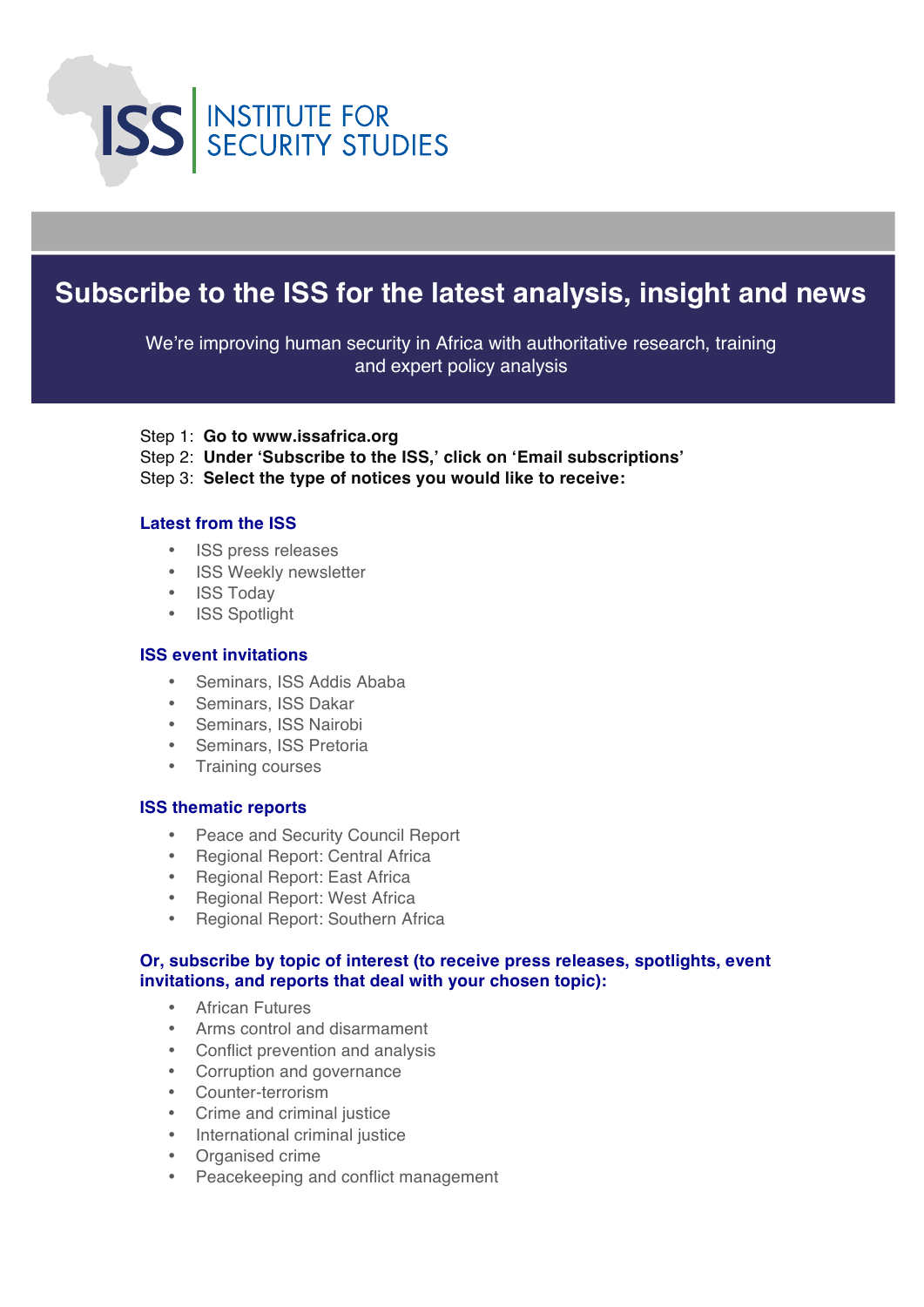ISS INSTITUTE FOR SECURITY STUDIES

# Subscribe to the ISS for the latest analysis, insight and news

We're improving human security in Africa with authoritative research, training and expert policy analysis

Step 1: **Go to www.issafrica.org**
Step 2: **Under 'Subscribe to the ISS,' click on 'Email subscriptions'**
Step 3: **Select the type of notices you would like to receive:**

### Latest from the ISS

- ISS press releases
- ISS Weekly newsletter
- ISS Today
- ISS Spotlight

### ISS event invitations

- Seminars, ISS Addis Ababa
- Seminars, ISS Dakar
- Seminars, ISS Nairobi
- Seminars, ISS Pretoria
- Training courses

### ISS thematic reports

- Peace and Security Council Report
- Regional Report: Central Africa
- Regional Report: East Africa
- Regional Report: West Africa
- Regional Report: Southern Africa

### Or, subscribe by topic of interest (to receive press releases, spotlights, event invitations, and reports that deal with your chosen topic):

- African Futures
- Arms control and disarmament
- Conflict prevention and analysis
- Corruption and governance
- Counter-terrorism
- Crime and criminal justice
- International criminal justice
- Organised crime
- Peacekeeping and conflict management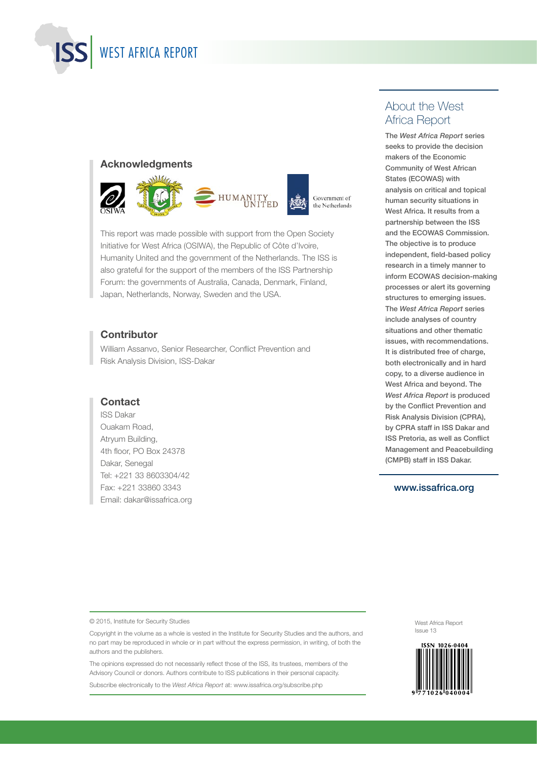ISS | WEST AFRICA REPORT

## Acknowledgments

This report was made possible with support from the Open Society Initiative for West Africa (OSIWA), the Republic of Côte d'Ivoire, Humanity United and the government of the Netherlands. The ISS is also grateful for the support of the members of the ISS Partnership Forum: the governments of Australia, Canada, Denmark, Finland, Japan, Netherlands, Norway, Sweden and the USA.

## Contributor

William Assanvo, Senior Researcher, Conflict Prevention and Risk Analysis Division, ISS-Dakar

## Contact

ISS Dakar
Ouakam Road,
Atryum Building,
4th floor, PO Box 24378
Dakar, Senegal
Tel: +221 33 8603304/42
Fax: +221 33860 3343
Email: dakar@issafrica.org

## About the West Africa Report

The *West Africa Report* series seeks to provide the decision makers of the Economic Community of West African States (ECOWAS) with analysis on critical and topical human security situations in West Africa. It results from a partnership between the ISS and the ECOWAS Commission. The objective is to produce independent, field-based policy research in a timely manner to inform ECOWAS decision-making processes or alert its governing structures to emerging issues. The *West Africa Report* series include analyses of country situations and other thematic issues, with recommendations. It is distributed free of charge, both electronically and in hard copy, to a diverse audience in West Africa and beyond. The *West Africa Report* is produced by the Conflict Prevention and Risk Analysis Division (CPRA), by CPRA staff in ISS Dakar and ISS Pretoria, as well as Conflict Management and Peacebuilding (CMPB) staff in ISS Dakar.

www.issafrica.org

© 2015, Institute for Security Studies

Copyright in the volume as a whole is vested in the Institute for Security Studies and the authors, and no part may be reproduced in whole or in part without the express permission, in writing, of both the authors and the publishers.

The opinions expressed do not necessarily reflect those of the ISS, its trustees, members of the Advisory Council or donors. Authors contribute to ISS publications in their personal capacity.

Subscribe electronically to the *West Africa Report* at: www.issafrica.org/subscribe.php

West Africa Report
Issue 13

ISSN 1026-0404